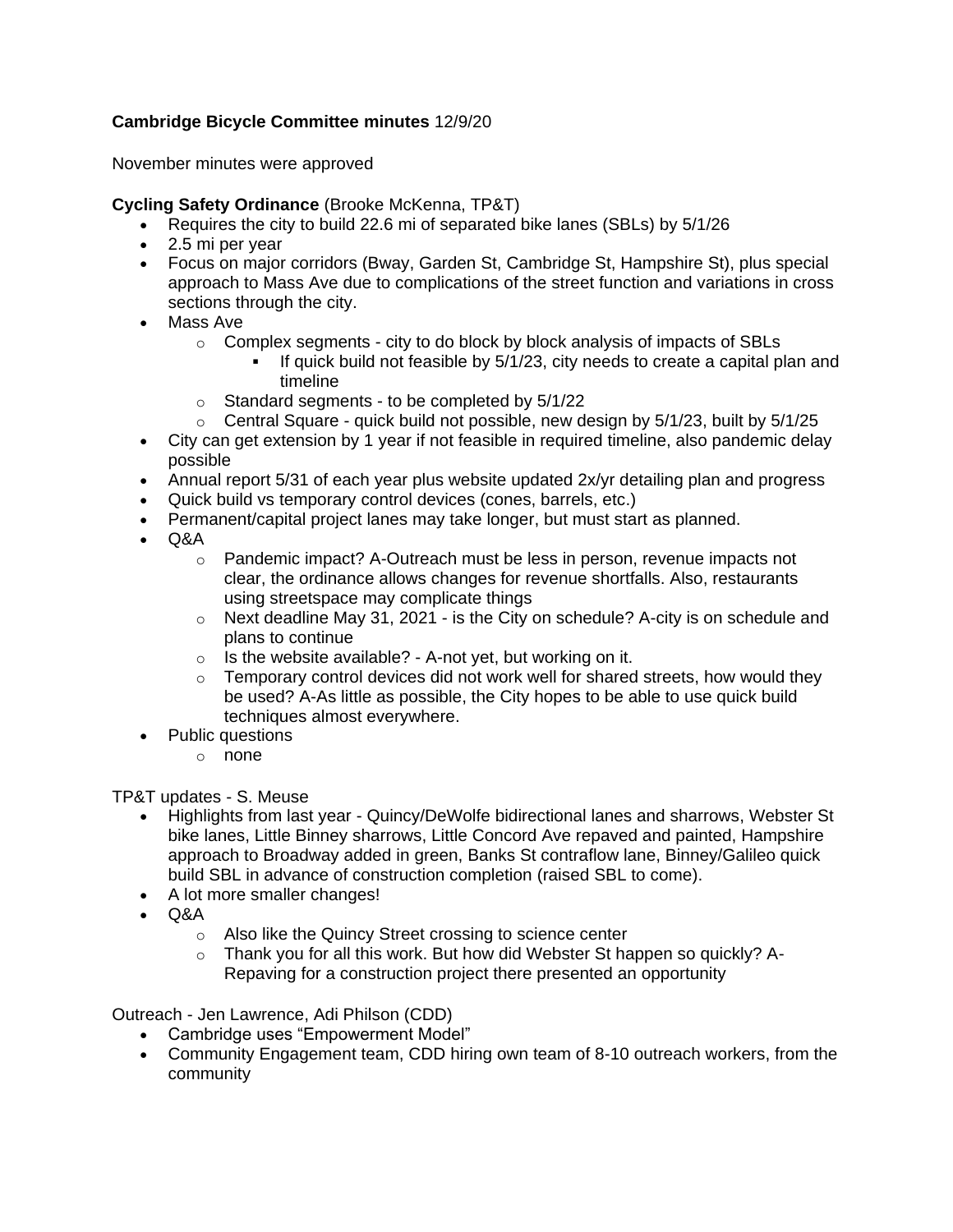**Cambridge Bicycle Committee minutes** 12/9/20

November minutes were approved

**Cycling Safety Ordinance** (Brooke McKenna, TP&T)

- Requires the city to build 22.6 mi of separated bike lanes (SBLs) by 5/1/26
- 2.5 mi per year
- Focus on major corridors (Bway, Garden St, Cambridge St, Hampshire St), plus special approach to Mass Ave due to complications of the street function and variations in cross sections through the city.
- Mass Ave
  - Complex segments - city to do block by block analysis of impacts of SBLs
    - If quick build not feasible by 5/1/23, city needs to create a capital plan and timeline
  - Standard segments - to be completed by 5/1/22
  - Central Square - quick build not possible, new design by 5/1/23, built by 5/1/25
- City can get extension by 1 year if not feasible in required timeline, also pandemic delay possible
- Annual report 5/31 of each year plus website updated 2x/yr detailing plan and progress
- Quick build vs temporary control devices (cones, barrels, etc.)
- Permanent/capital project lanes may take longer, but must start as planned.
- Q&A
  - Pandemic impact? A-Outreach must be less in person, revenue impacts not clear, the ordinance allows changes for revenue shortfalls. Also, restaurants using streetspace may complicate things
  - Next deadline May 31, 2021 - is the City on schedule? A-city is on schedule and plans to continue
  - Is the website available? - A-not yet, but working on it.
  - Temporary control devices did not work well for shared streets, how would they be used? A-As little as possible, the City hopes to be able to use quick build techniques almost everywhere.
- Public questions
  - none

TP&T updates - S. Meuse

- Highlights from last year - Quincy/DeWolfe bidirectional lanes and sharrows, Webster St bike lanes, Little Binney sharrows, Little Concord Ave repaved and painted, Hampshire approach to Broadway added in green, Banks St contraflow lane, Binney/Galileo quick build SBL in advance of construction completion (raised SBL to come).
- A lot more smaller changes!
- Q&A
  - Also like the Quincy Street crossing to science center
  - Thank you for all this work. But how did Webster St happen so quickly? A-Repaving for a construction project there presented an opportunity

Outreach - Jen Lawrence, Adi Philson (CDD)

- Cambridge uses "Empowerment Model"
- Community Engagement team, CDD hiring own team of 8-10 outreach workers, from the community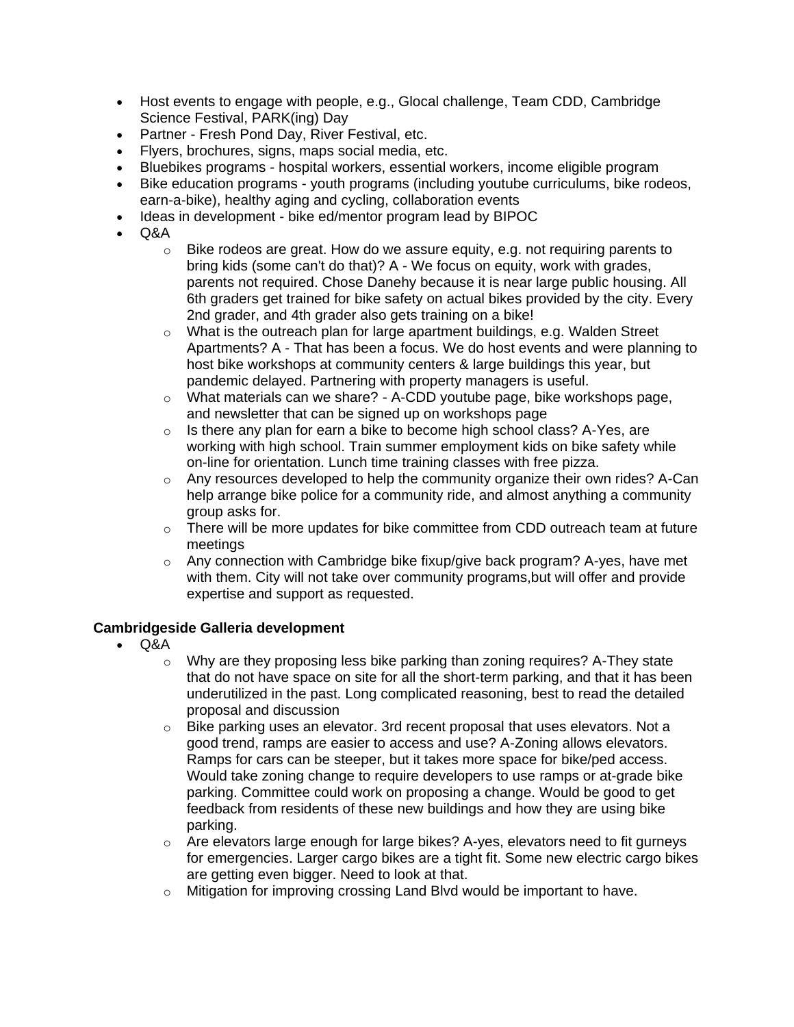- Host events to engage with people, e.g., Glocal challenge, Team CDD, Cambridge Science Festival, PARK(ing) Day
- Partner - Fresh Pond Day, River Festival, etc.
- Flyers, brochures, signs, maps social media, etc.
- Bluebikes programs - hospital workers, essential workers, income eligible program
- Bike education programs - youth programs (including youtube curriculums, bike rodeos, earn-a-bike), healthy aging and cycling, collaboration events
- Ideas in development - bike ed/mentor program lead by BIPOC
- Q&A
    - Bike rodeos are great. How do we assure equity, e.g. not requiring parents to bring kids (some can't do that)? A - We focus on equity, work with grades, parents not required. Chose Danehy because it is near large public housing. All 6th graders get trained for bike safety on actual bikes provided by the city. Every 2nd grader, and 4th grader also gets training on a bike!
    - What is the outreach plan for large apartment buildings, e.g. Walden Street Apartments? A - That has been a focus. We do host events and were planning to host bike workshops at community centers & large buildings this year, but pandemic delayed. Partnering with property managers is useful.
    - What materials can we share? - A-CDD youtube page, bike workshops page, and newsletter that can be signed up on workshops page
    - Is there any plan for earn a bike to become high school class? A-Yes, are working with high school. Train summer employment kids on bike safety while on-line for orientation. Lunch time training classes with free pizza.
    - Any resources developed to help the community organize their own rides? A-Can help arrange bike police for a community ride, and almost anything a community group asks for.
    - There will be more updates for bike committee from CDD outreach team at future meetings
    - Any connection with Cambridge bike fixup/give back program? A-yes, have met with them. City will not take over community programs,but will offer and provide expertise and support as requested.

**Cambridgeside Galleria development**

- Q&A
    - Why are they proposing less bike parking than zoning requires? A-They state that do not have space on site for all the short-term parking, and that it has been underutilized in the past. Long complicated reasoning, best to read the detailed proposal and discussion
    - Bike parking uses an elevator. 3rd recent proposal that uses elevators. Not a good trend, ramps are easier to access and use? A-Zoning allows elevators. Ramps for cars can be steeper, but it takes more space for bike/ped access. Would take zoning change to require developers to use ramps or at-grade bike parking. Committee could work on proposing a change. Would be good to get feedback from residents of these new buildings and how they are using bike parking.
    - Are elevators large enough for large bikes? A-yes, elevators need to fit gurneys for emergencies. Larger cargo bikes are a tight fit. Some new electric cargo bikes are getting even bigger. Need to look at that.
    - Mitigation for improving crossing Land Blvd would be important to have.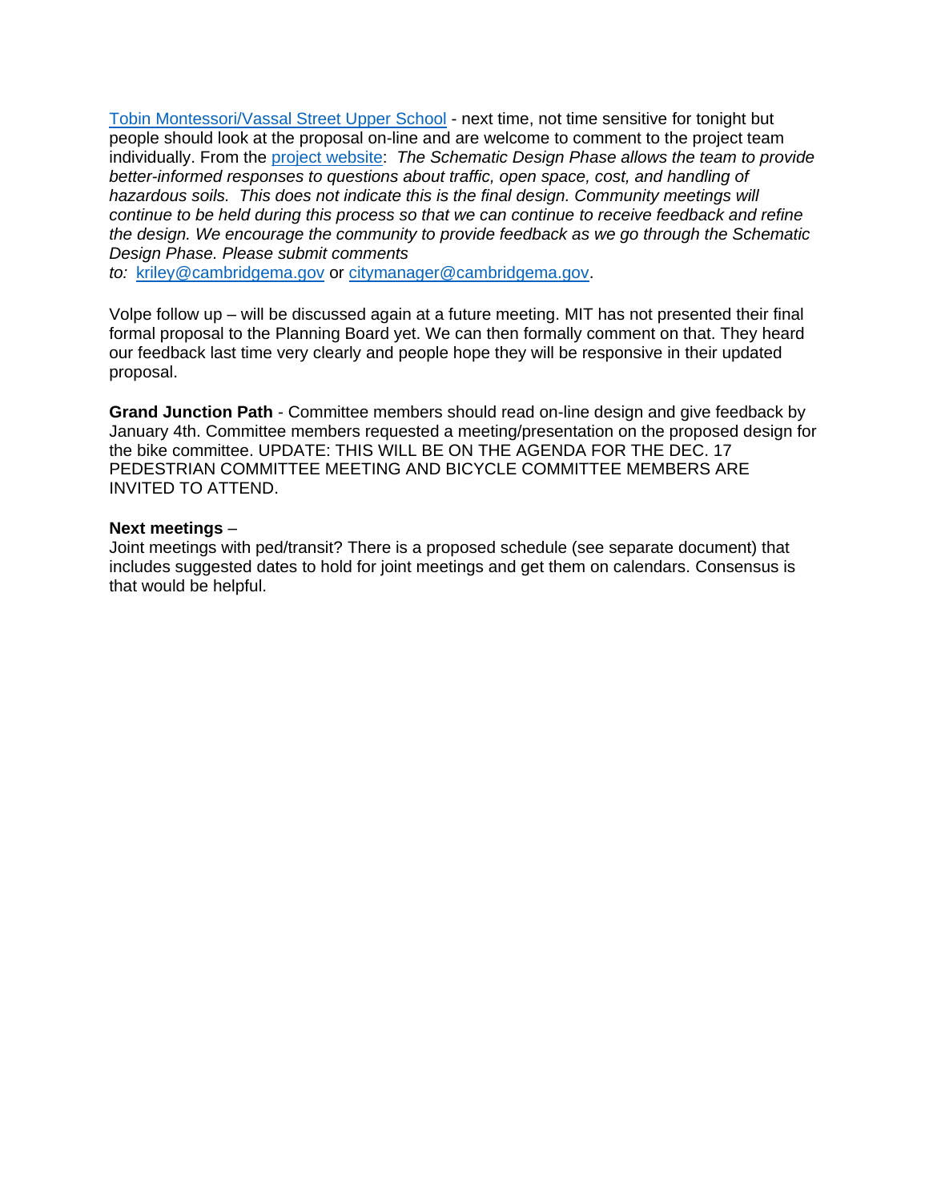[Tobin Montessori/Vassal Street Upper School](#) - next time, not time sensitive for tonight but people should look at the proposal on-line and are welcome to comment to the project team individually. From the [project website](#): *The Schematic Design Phase allows the team to provide better-informed responses to questions about traffic, open space, cost, and handling of hazardous soils. This does not indicate this is the final design. Community meetings will continue to be held during this process so that we can continue to receive feedback and refine the design. We encourage the community to provide feedback as we go through the Schematic Design Phase. Please submit comments to:* kriley@cambridgema.gov or citymanager@cambridgema.gov.

Volpe follow up – will be discussed again at a future meeting. MIT has not presented their final formal proposal to the Planning Board yet. We can then formally comment on that. They heard our feedback last time very clearly and people hope they will be responsive in their updated proposal.

**Grand Junction Path** - Committee members should read on-line design and give feedback by January 4th. Committee members requested a meeting/presentation on the proposed design for the bike committee. UPDATE: THIS WILL BE ON THE AGENDA FOR THE DEC. 17 PEDESTRIAN COMMITTEE MEETING AND BICYCLE COMMITTEE MEMBERS ARE INVITED TO ATTEND.

**Next meetings** –
Joint meetings with ped/transit? There is a proposed schedule (see separate document) that includes suggested dates to hold for joint meetings and get them on calendars. Consensus is that would be helpful.